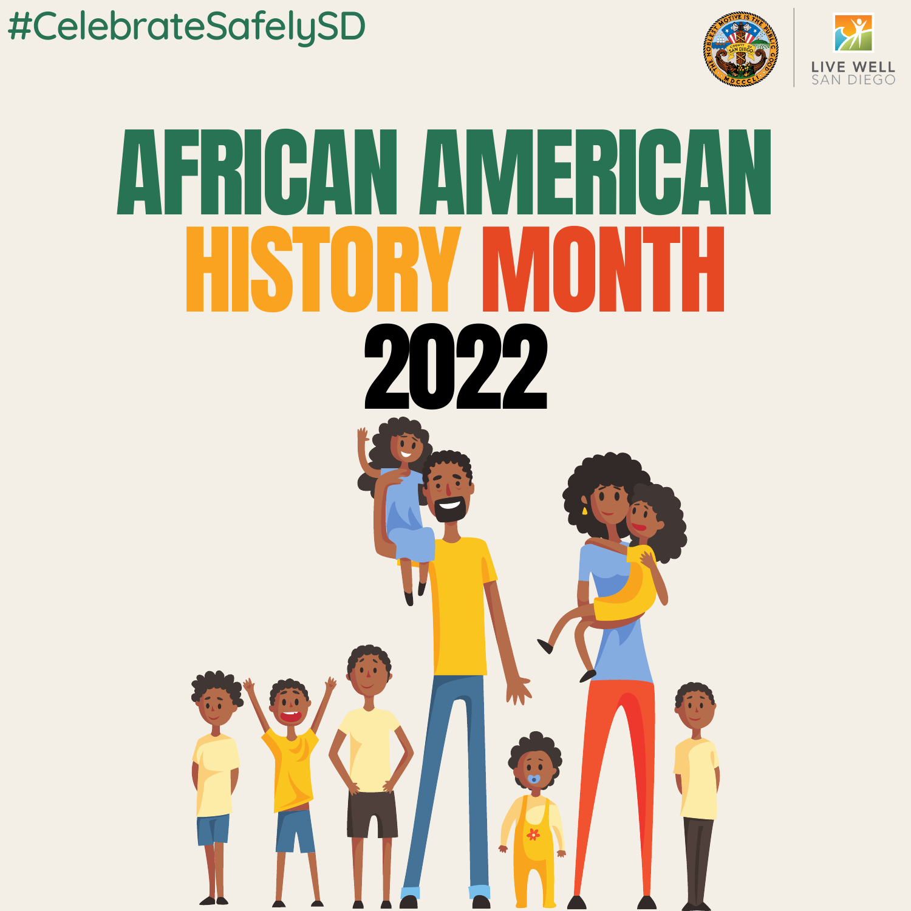#CelebrateSafelySD

LIVE WELL SAN DIEGO

# AFRICAN AMERICAN HISTORY MONTH 2022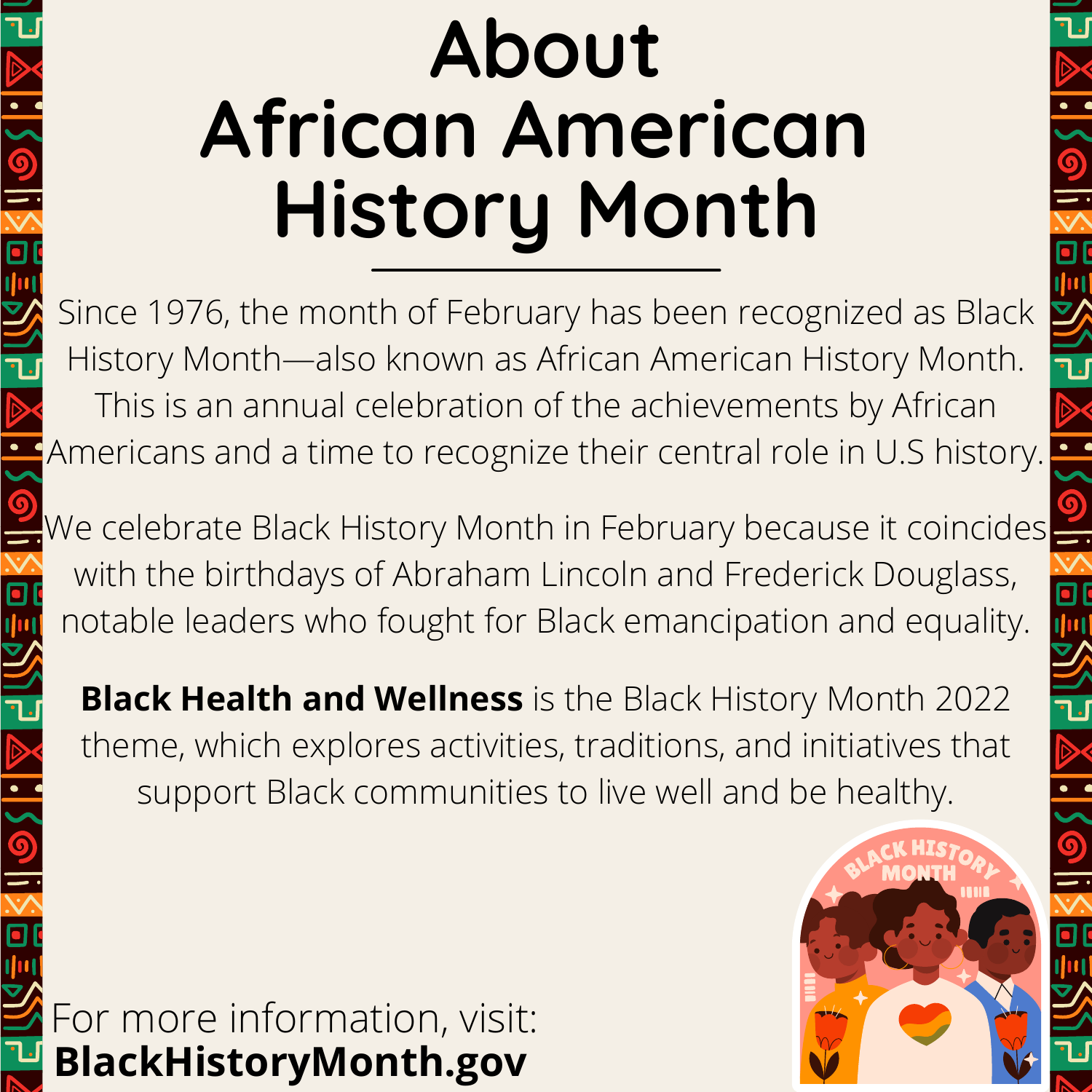# About African American History Month

Since 1976, the month of February has been recognized as Black History Month—also known as African American History Month. This is an annual celebration of the achievements by African Americans and a time to recognize their central role in U.S history.

We celebrate Black History Month in February because it coincides with the birthdays of Abraham Lincoln and Frederick Douglass, notable leaders who fought for Black emancipation and equality.

**Black Health and Wellness** is the Black History Month 2022 theme, which explores activities, traditions, and initiatives that support Black communities to live well and be healthy.

For more information, visit:
**BlackHistoryMonth.gov**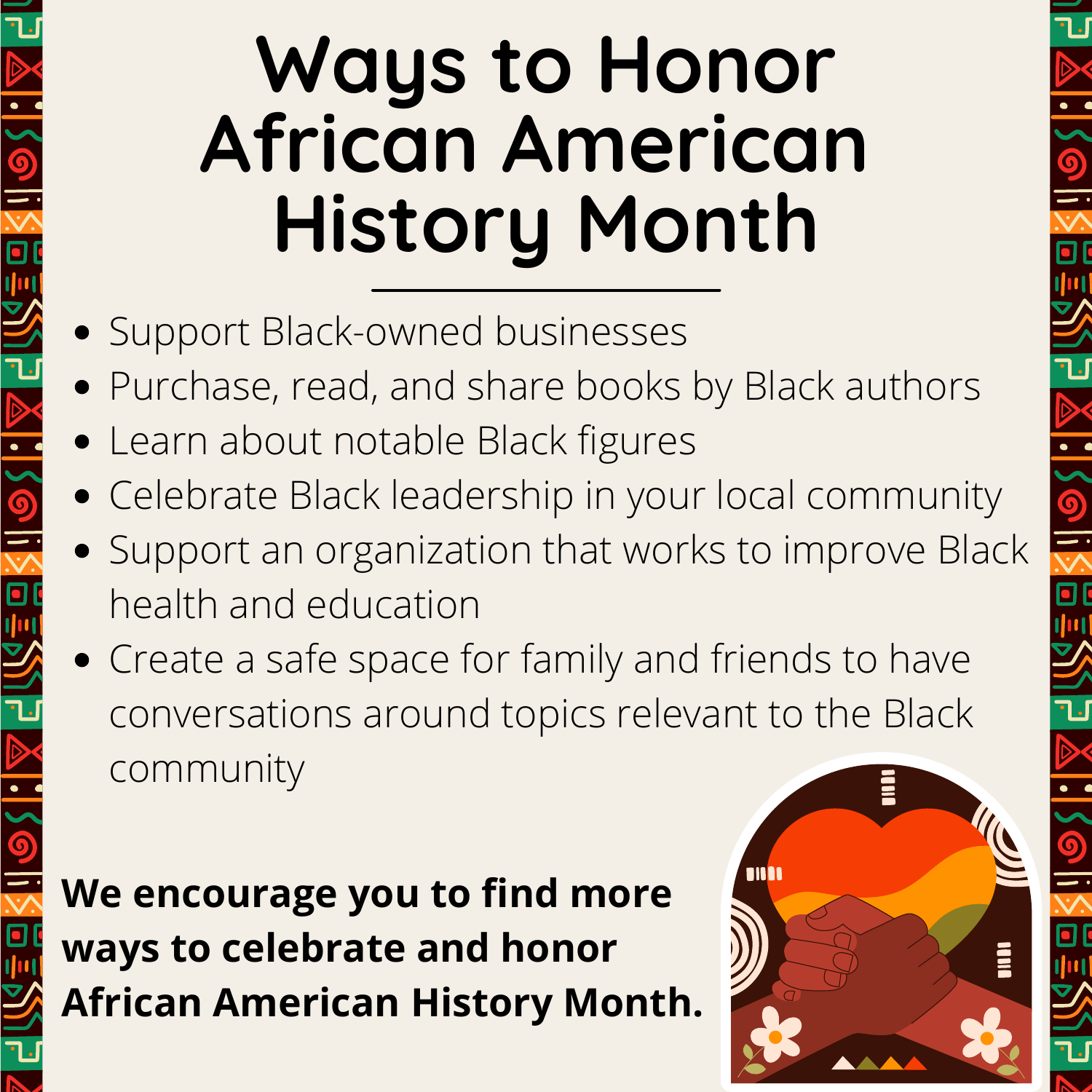# Ways to Honor African American History Month

- Support Black-owned businesses
- Purchase, read, and share books by Black authors
- Learn about notable Black figures
- Celebrate Black leadership in your local community
- Support an organization that works to improve Black health and education
- Create a safe space for family and friends to have conversations around topics relevant to the Black community

**We encourage you to find more ways to celebrate and honor African American History Month.**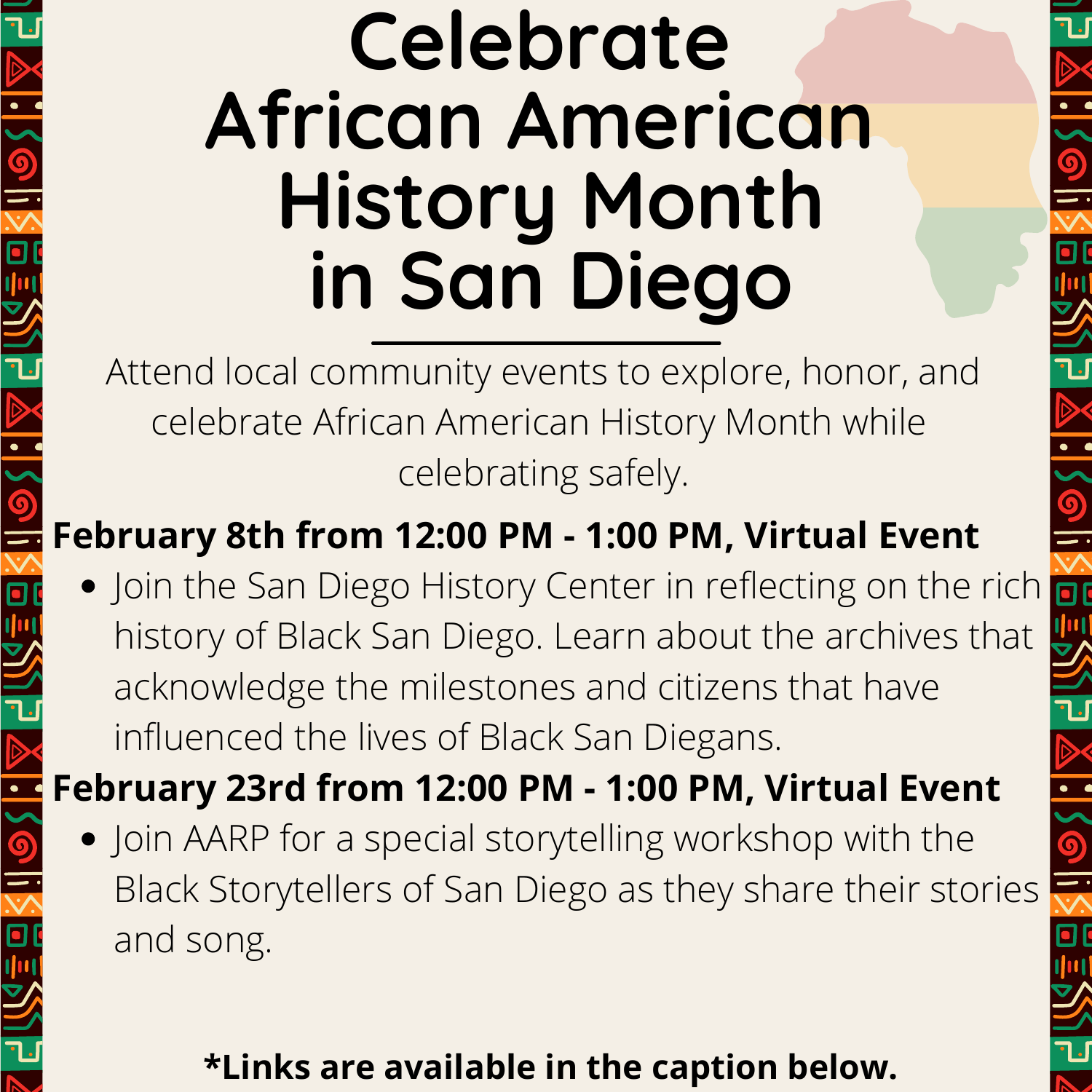# Celebrate African American History Month in San Diego

Attend local community events to explore, honor, and celebrate African American History Month while celebrating safely.

**February 8th from 12:00 PM - 1:00 PM, Virtual Event**

- Join the San Diego History Center in reflecting on the rich history of Black San Diego. Learn about the archives that acknowledge the milestones and citizens that have influenced the lives of Black San Diegans.

**February 23rd from 12:00 PM - 1:00 PM, Virtual Event**

- Join AARP for a special storytelling workshop with the Black Storytellers of San Diego as they share their stories and song.

**\*Links are available in the caption below.**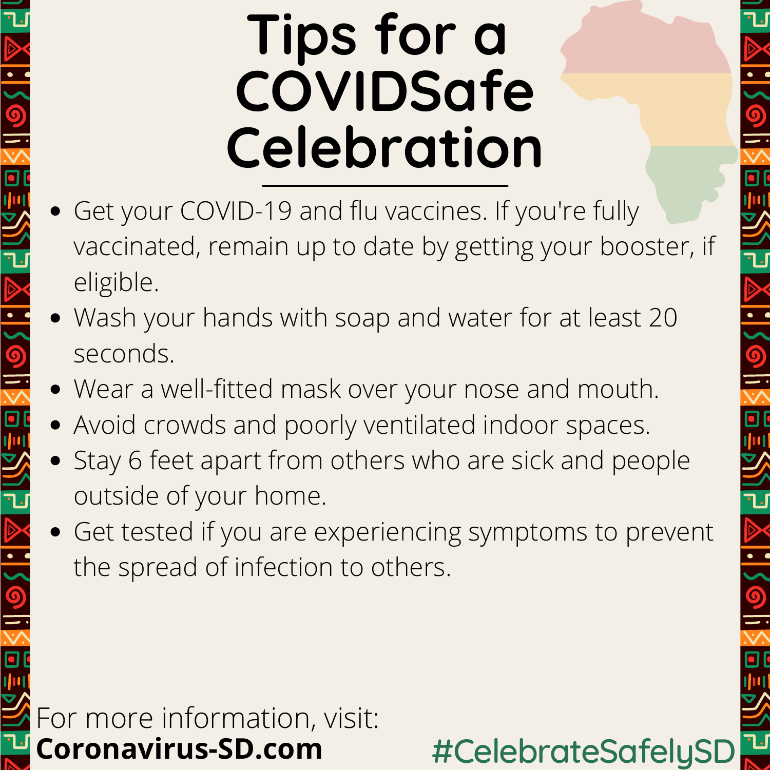# Tips for a COVIDSafe Celebration

- Get your COVID-19 and flu vaccines. If you're fully vaccinated, remain up to date by getting your booster, if eligible.
- Wash your hands with soap and water for at least 20 seconds.
- Wear a well-fitted mask over your nose and mouth.
- Avoid crowds and poorly ventilated indoor spaces.
- Stay 6 feet apart from others who are sick and people outside of your home.
- Get tested if you are experiencing symptoms to prevent the spread of infection to others.

For more information, visit:
**Coronavirus-SD.com**

#CelebrateSafelySD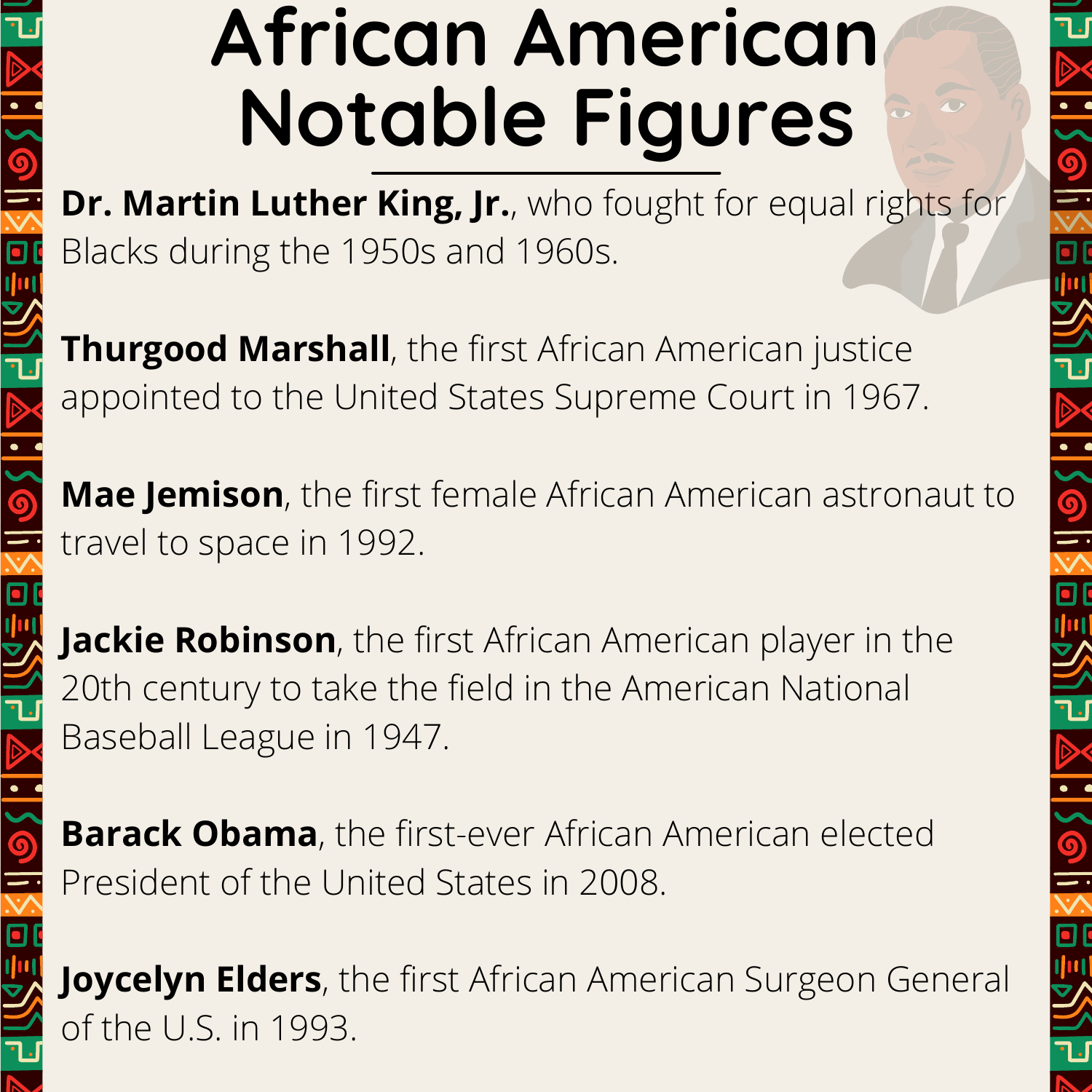# African American Notable Figures

**Dr. Martin Luther King, Jr.**, who fought for equal rights for Blacks during the 1950s and 1960s.

**Thurgood Marshall**, the first African American justice appointed to the United States Supreme Court in 1967.

**Mae Jemison**, the first female African American astronaut to travel to space in 1992.

**Jackie Robinson**, the first African American player in the 20th century to take the field in the American National Baseball League in 1947.

**Barack Obama**, the first-ever African American elected President of the United States in 2008.

**Joycelyn Elders**, the first African American Surgeon General of the U.S. in 1993.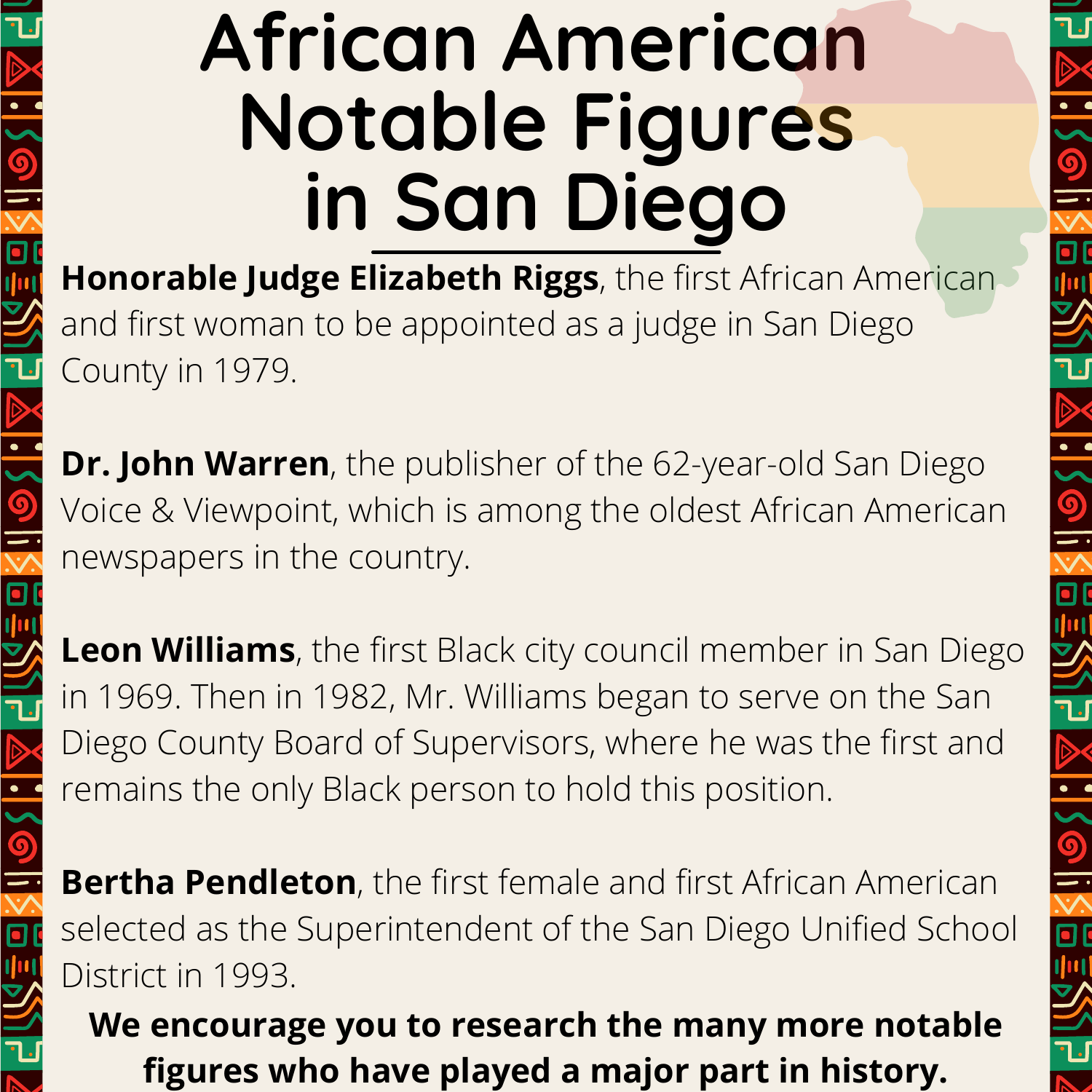# African American Notable Figures in San Diego

**Honorable Judge Elizabeth Riggs**, the first African American and first woman to be appointed as a judge in San Diego County in 1979.

**Dr. John Warren**, the publisher of the 62-year-old San Diego Voice & Viewpoint, which is among the oldest African American newspapers in the country.

**Leon Williams**, the first Black city council member in San Diego in 1969. Then in 1982, Mr. Williams began to serve on the San Diego County Board of Supervisors, where he was the first and remains the only Black person to hold this position.

**Bertha Pendleton**, the first female and first African American selected as the Superintendent of the San Diego Unified School District in 1993.

**We encourage you to research the many more notable figures who have played a major part in history.**